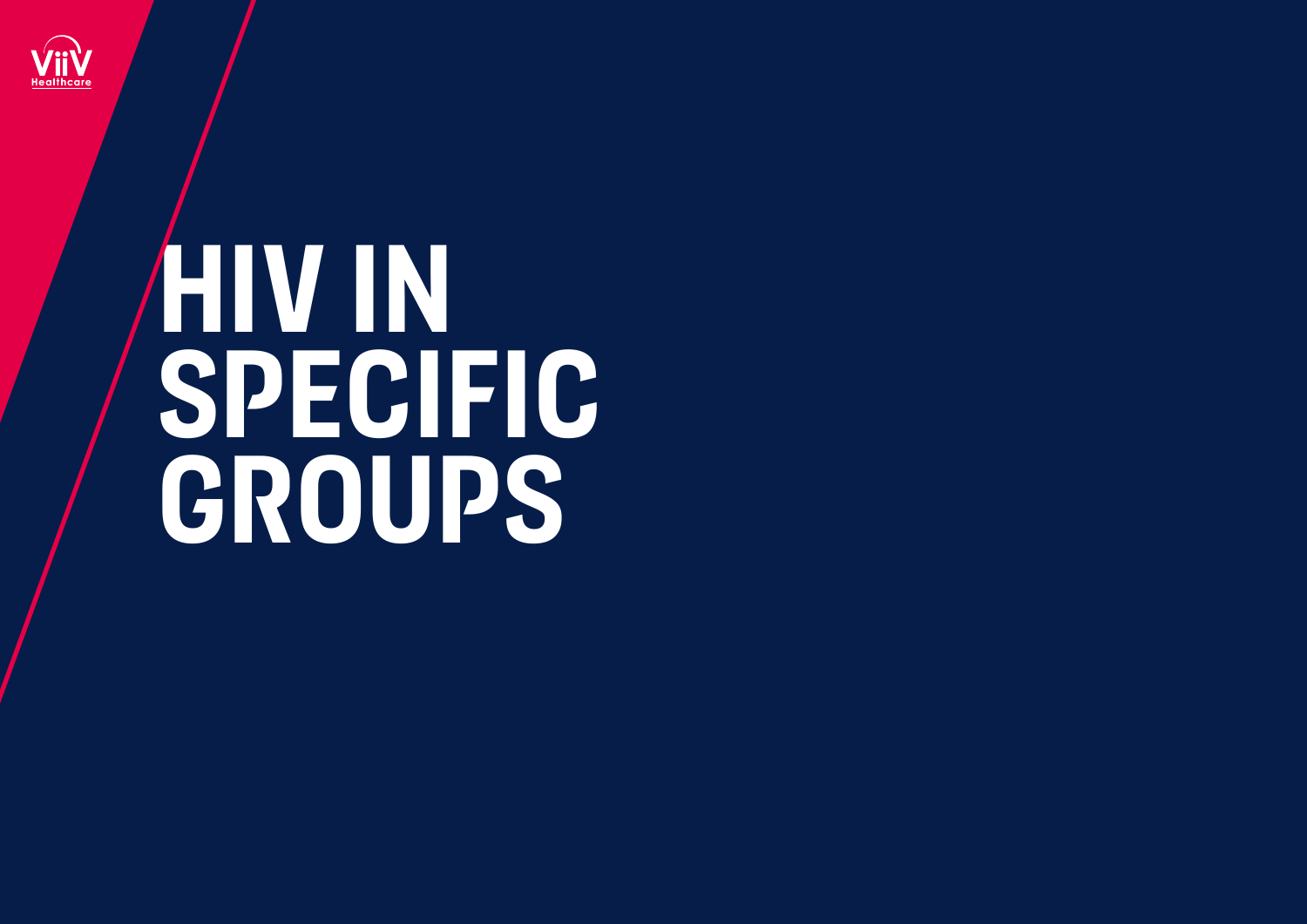ViiV Healthcare

# HIV IN SPECIFIC GROUPS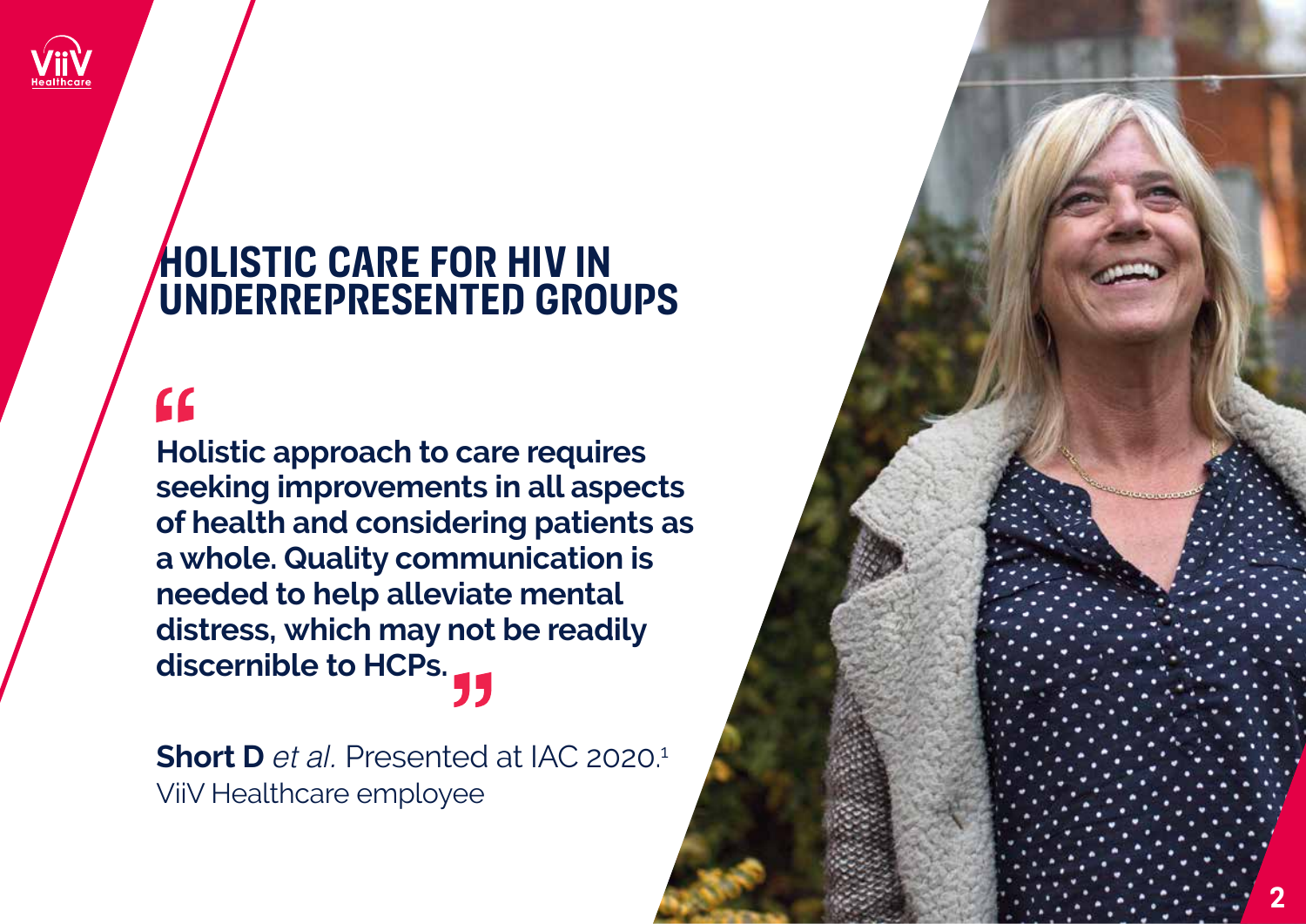# HOLISTIC CARE FOR HIV IN UNDERREPRESENTED GROUPS

> **Holistic approach to care requires seeking improvements in all aspects of health and considering patients as a whole. Quality communication is needed to help alleviate mental distress, which may not be readily discernible to HCPs.**

**Short D** *et al.* Presented at IAC 2020.[1]
ViiV Healthcare employee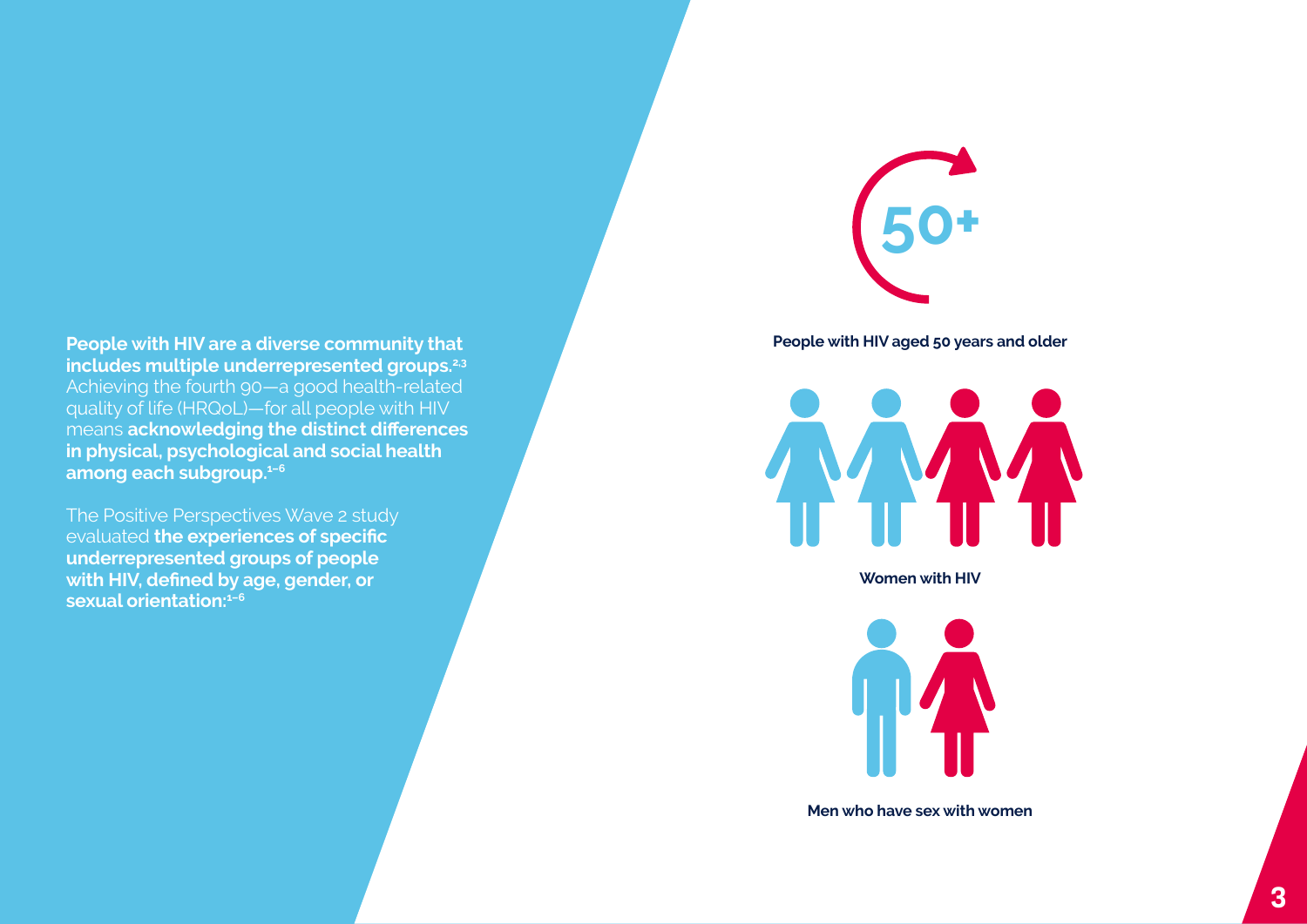**People with HIV are a diverse community that includes multiple underrepresented groups.**[2,3] Achieving the fourth 90—a good health-related quality of life (HRQoL)—for all people with HIV means **acknowledging the distinct differences in physical, psychological and social health among each subgroup.**[1–6]

The Positive Perspectives Wave 2 study evaluated **the experiences of specific underrepresented groups of people with HIV, defined by age, gender, or sexual orientation:**[1–6]

50+

**People with HIV aged 50 years and older**

**Women with HIV**

**Men who have sex with women**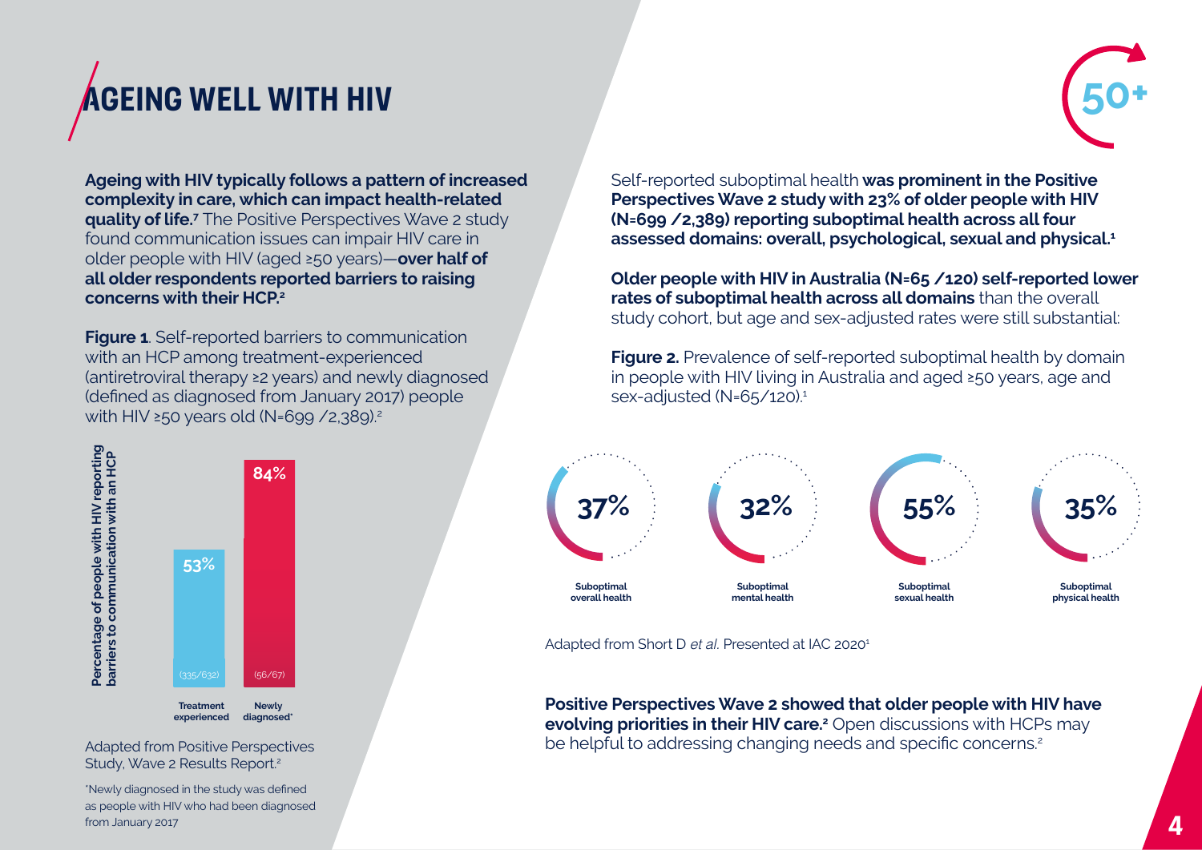# AGEING WELL WITH HIV

**Ageing with HIV typically follows a pattern of increased complexity in care, which can impact health-related quality of life.[7]** The Positive Perspectives Wave 2 study found communication issues can impair HIV care in older people with HIV (aged ≥50 years)—**over half of all older respondents reported barriers to raising concerns with their HCP.[2]**

**Figure 1**. Self-reported barriers to communication with an HCP among treatment-experienced (antiretroviral therapy ≥2 years) and newly diagnosed (defined as diagnosed from January 2017) people with HIV ≥50 years old (N=699 /2,389).[2]

| | Percentage of people with HIV reporting barriers to communication with an HCP |
|---|---|
| Treatment experienced | 53% (335/632) |
| Newly diagnosed* | 84% (56/67) |

Adapted from Positive Perspectives Study, Wave 2 Results Report.[2]

*Newly diagnosed in the study was defined as people with HIV who had been diagnosed from January 2017

Self-reported suboptimal health **was prominent in the Positive Perspectives Wave 2 study with 23% of older people with HIV (N=699 /2,389) reporting suboptimal health across all four assessed domains: overall, psychological, sexual and physical.[1]**

**Older people with HIV in Australia (N=65 /120) self-reported lower rates of suboptimal health across all domains** than the overall study cohort, but age and sex-adjusted rates were still substantial:

**Figure 2.** Prevalence of self-reported suboptimal health by domain in people with HIV living in Australia and aged ≥50 years, age and sex-adjusted (N=65/120).[1]

| Domain | Prevalence |
|---|---|
| Suboptimal overall health | 37% |
| Suboptimal mental health | 32% |
| Suboptimal sexual health | 55% |
| Suboptimal physical health | 35% |

Adapted from Short D *et al*. Presented at IAC 2020[1]

**Positive Perspectives Wave 2 showed that older people with HIV have evolving priorities in their HIV care.[2]** Open discussions with HCPs may be helpful to addressing changing needs and specific concerns.[2]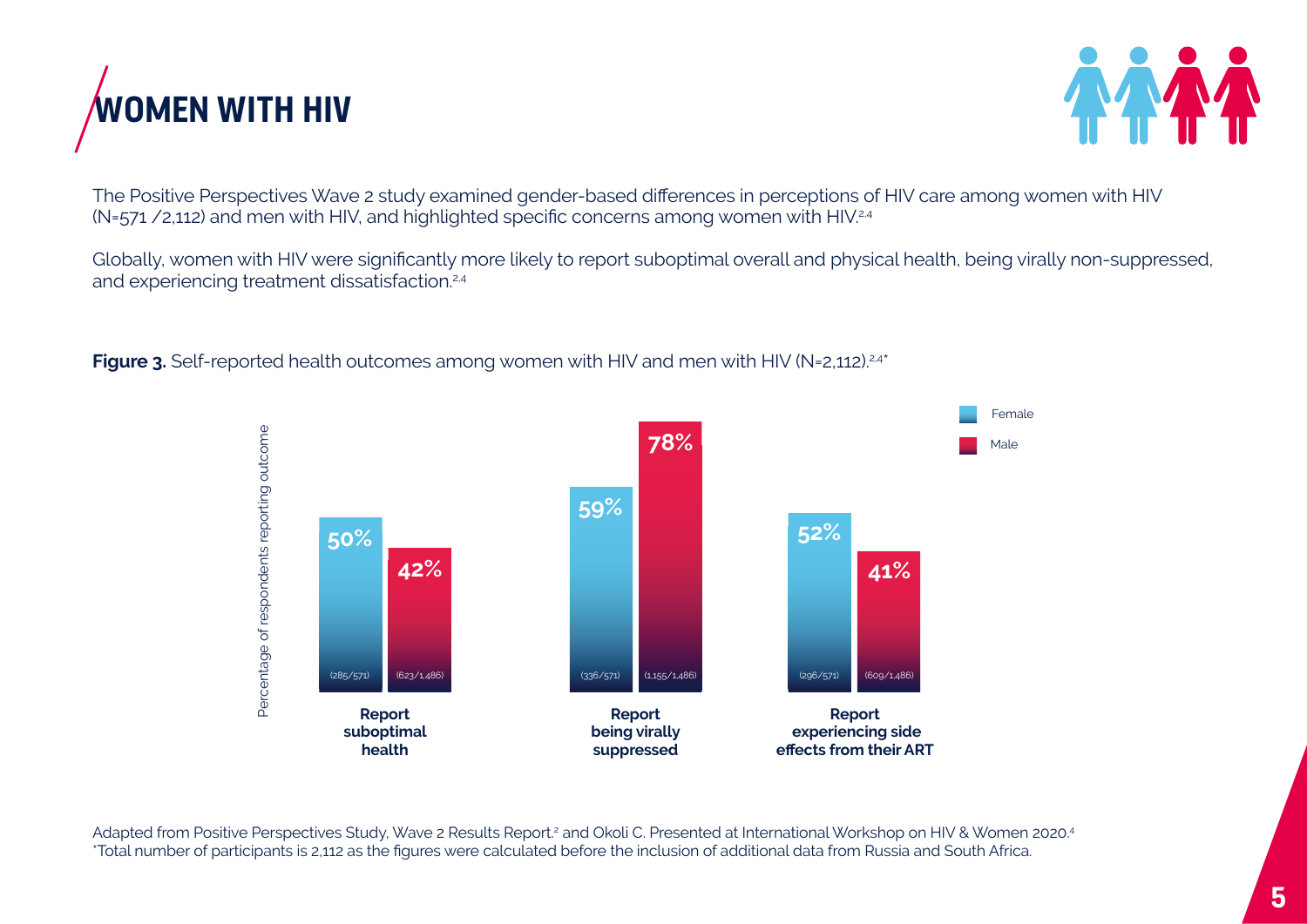# WOMEN WITH HIV

The Positive Perspectives Wave 2 study examined gender-based differences in perceptions of HIV care among women with HIV (N=571 /2,112) and men with HIV, and highlighted specific concerns among women with HIV.[2,4]

Globally, women with HIV were significantly more likely to report suboptimal overall and physical health, being virally non-suppressed, and experiencing treatment dissatisfaction.[2,4]

**Figure 3.** Self-reported health outcomes among women with HIV and men with HIV (N=2,112).[2,4*]

| Outcome | Female | Male |
| --- | --- | --- |
| Report suboptimal health | 50% (285/571) | 42% (623/1,486) |
| Report being virally suppressed | 59% (336/571) | 78% (1,155/1,486) |
| Report experiencing side effects from their ART | 52% (296/571) | 41% (609/1,486) |

Adapted from Positive Perspectives Study, Wave 2 Results Report.[2] and Okoli C. Presented at International Workshop on HIV & Women 2020.[4]
*Total number of participants is 2,112 as the figures were calculated before the inclusion of additional data from Russia and South Africa.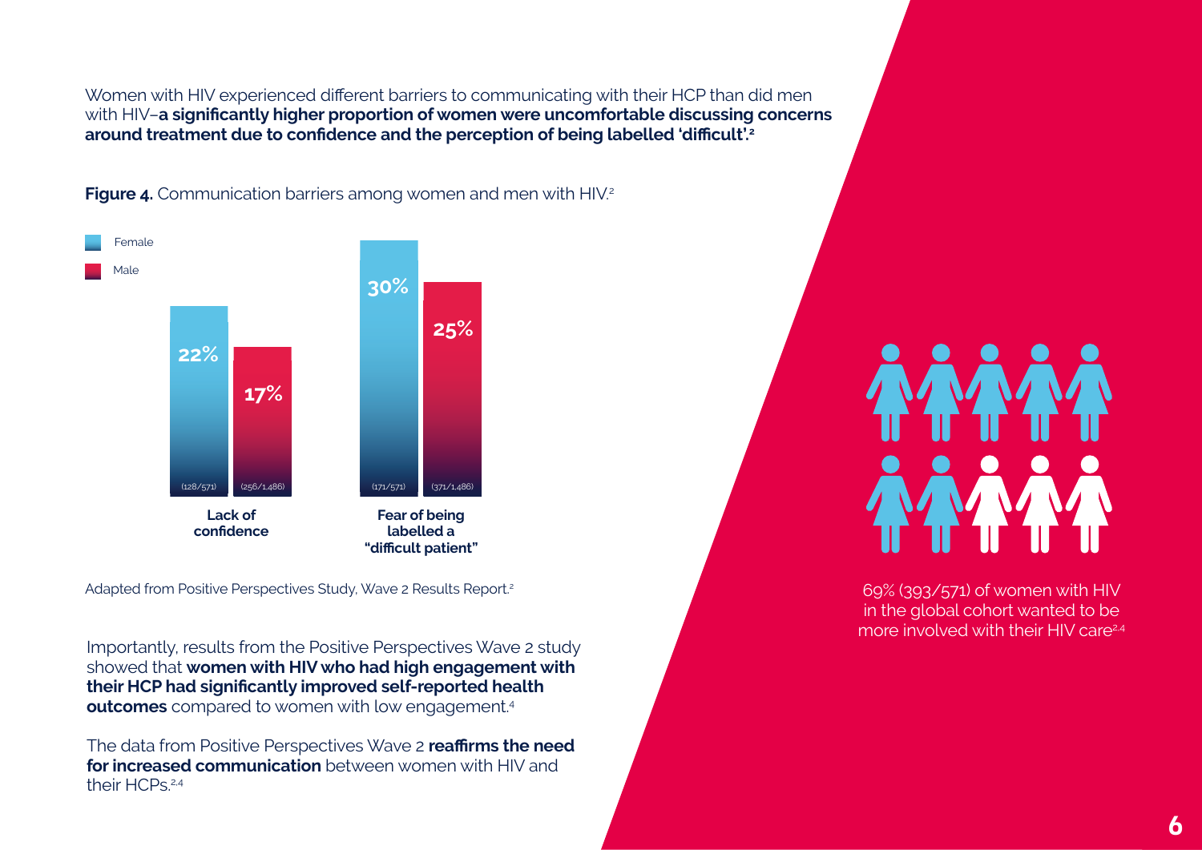Women with HIV experienced different barriers to communicating with their HCP than did men with HIV–**a significantly higher proportion of women were uncomfortable discussing concerns around treatment due to confidence and the perception of being labelled 'difficult'.**[2]

**Figure 4.** Communication barriers among women and men with HIV.[2]

| | Female | Male |
|---|---|---|
| Lack of confidence | 22% (128/571) | 17% (256/1,486) |
| Fear of being labelled a "difficult patient" | 30% (171/571) | 25% (371/1,486) |

Adapted from Positive Perspectives Study, Wave 2 Results Report.[2]

Importantly, results from the Positive Perspectives Wave 2 study showed that **women with HIV who had high engagement with their HCP had significantly improved self-reported health outcomes** compared to women with low engagement.[4]

The data from Positive Perspectives Wave 2 **reaffirms the need for increased communication** between women with HIV and their HCPs.[2,4]

69% (393/571) of women with HIV in the global cohort wanted to be more involved with their HIV care[2,4]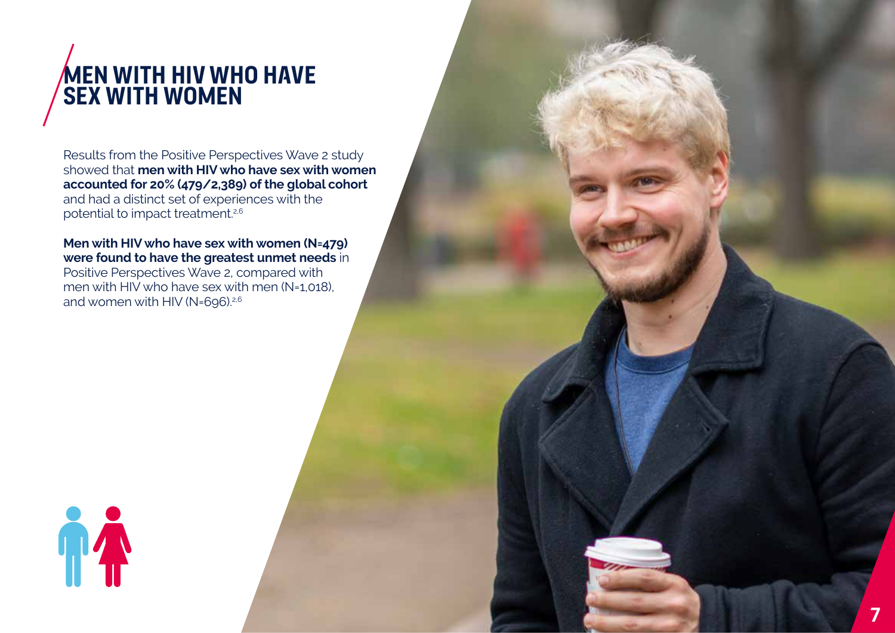# MEN WITH HIV WHO HAVE SEX WITH WOMEN

Results from the Positive Perspectives Wave 2 study showed that **men with HIV who have sex with women accounted for 20% (479/2,389) of the global cohort** and had a distinct set of experiences with the potential to impact treatment.[2,6]

**Men with HIV who have sex with women (N=479) were found to have the greatest unmet needs** in Positive Perspectives Wave 2, compared with men with HIV who have sex with men (N=1,018), and women with HIV (N=696).[2,6]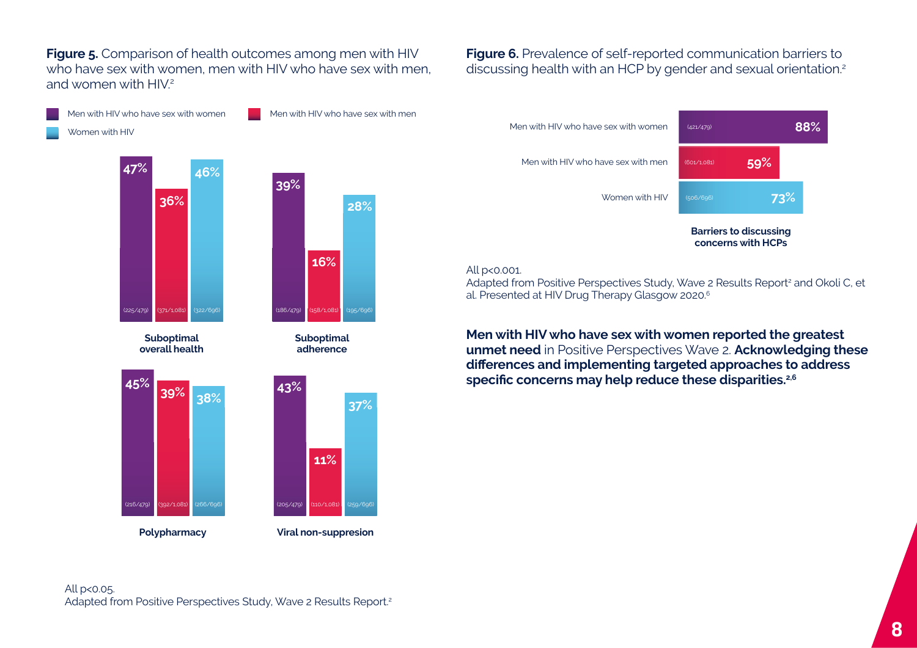**Figure 5.** Comparison of health outcomes among men with HIV who have sex with women, men with HIV who have sex with men, and women with HIV.[2]

| | Men with HIV who have sex with women | Men with HIV who have sex with men | Women with HIV |
|---|---|---|---|
| Suboptimal overall health | 47% (225/479) | 36% (371/1,081) | 46% (322/696) |
| Suboptimal adherence | 39% (186/479) | 16% (158/1,081) | 28% (195/696) |
| Polypharmacy | 45% (216/479) | 39% (392/1,081) | 38% (266/696) |
| Viral non-suppresion | 43% (205/479) | 11% (110/1,081) | 37% (259/696) |

All $p<0.05$.
Adapted from Positive Perspectives Study, Wave 2 Results Report.[2]

**Figure 6.** Prevalence of self-reported communication barriers to discussing health with an HCP by gender and sexual orientation.[2]

| | Barriers to discussing concerns with HCPs |
|---|---|
| Men with HIV who have sex with women | 88% (421/479) |
| Men with HIV who have sex with men | 59% (601/1,081) |
| Women with HIV | 73% (506/696) |

All $p<0.001$.
Adapted from Positive Perspectives Study, Wave 2 Results Report[2] and Okoli C, et al. Presented at HIV Drug Therapy Glasgow 2020.[6]

**Men with HIV who have sex with women reported the greatest unmet need** in Positive Perspectives Wave 2. **Acknowledging these differences and implementing targeted approaches to address specific concerns may help reduce these disparities.[2,6]**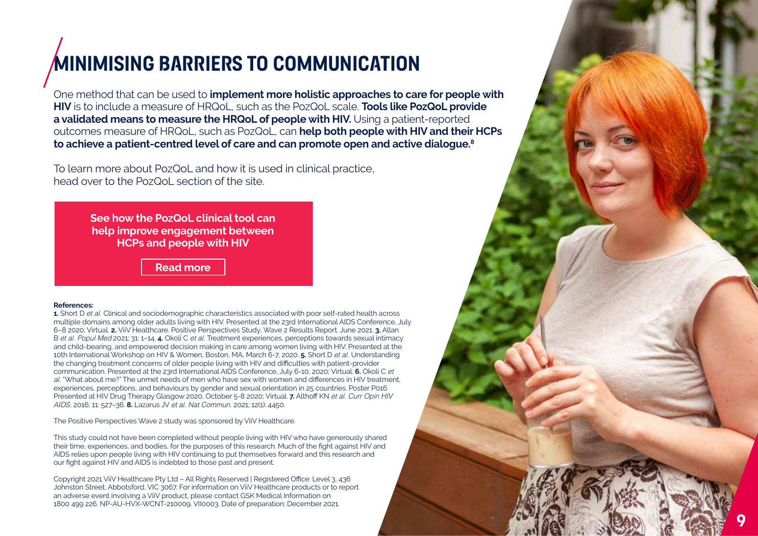# MINIMISING BARRIERS TO COMMUNICATION

One method that can be used to **implement more holistic approaches to care for people with HIV** is to include a measure of HRQoL, such as the PozQoL scale. **Tools like PozQoL provide a validated means to measure the HRQoL of people with HIV.** Using a patient-reported outcomes measure of HRQoL, such as PozQoL, can **help both people with HIV and their HCPs to achieve a patient-centred level of care and can promote open and active dialogue.[8]**

To learn more about PozQoL and how it is used in clinical practice, head over to the PozQoL section of the site.

**See how the PozQoL clinical tool can help improve engagement between HCPs and people with HIV**

**Read more**

**References:**

**1.** Short D *et al.* Clinical and sociodemographic characteristics associated with poor self-rated health across multiple domains among older adults living with HIV. Presented at the 23rd International AIDS Conference, July 6–8 2020; Virtual. **2.** ViiV Healthcare. Positive Perspectives Study, Wave 2 Results Report. June 2021. **3.** Allan B *et al. Popul Med* 2021; 31: 1–14. **4.** Okoli C *et al.* Treatment experiences, perceptions towards sexual intimacy and child-bearing, and empowered decision making in care among women living with HIV. Presented at the 10th International Workshop on HIV & Women, Boston, MA, March 6-7, 2020. **5.** Short D *et al.* Understanding the changing treatment concerns of older people living with HIV and difficulties with patient-provider communication. Presented at the 23rd International AIDS Conference, July 6-10, 2020; Virtual. **6.** Okoli C *et al.* "What about me?" The unmet needs of men who have sex with women and differences in HIV treatment, experiences, perceptions, and behaviours by gender and sexual orientation in 25 countries. Poster P016 Presented at HIV Drug Therapy Glasgow 2020, October 5-8 2020; Virtual. **7.** Althoff KN *et al. Curr Opin HIV AIDS.* 2016; 11: 527–36. **8.** Lazarus JV *et al. Nat Commun.* 2021; 12(1): 4450.

The Positive Perspectives Wave 2 study was sponsored by ViiV Healthcare.

This study could not have been completed without people living with HIV who have generously shared their time, experiences, and bodies, for the purposes of this research. Much of the fight against HIV and AIDS relies upon people living with HIV continuing to put themselves forward and this research and our fight against HIV and AIDS is indebted to those past and present.

Copyright 2021 ViiV Healthcare Pty Ltd – All Rights Reserved | Registered Office: Level 3, 436 Johnston Street, Abbotsford, VIC 3067. For information on ViiV Healthcare products or to report an adverse event involving a ViiV product, please contact GSK Medical Information on 1800 499 226. NP-AU-HVX-WCNT-210009. VII0003. Date of preparation: December 2021.